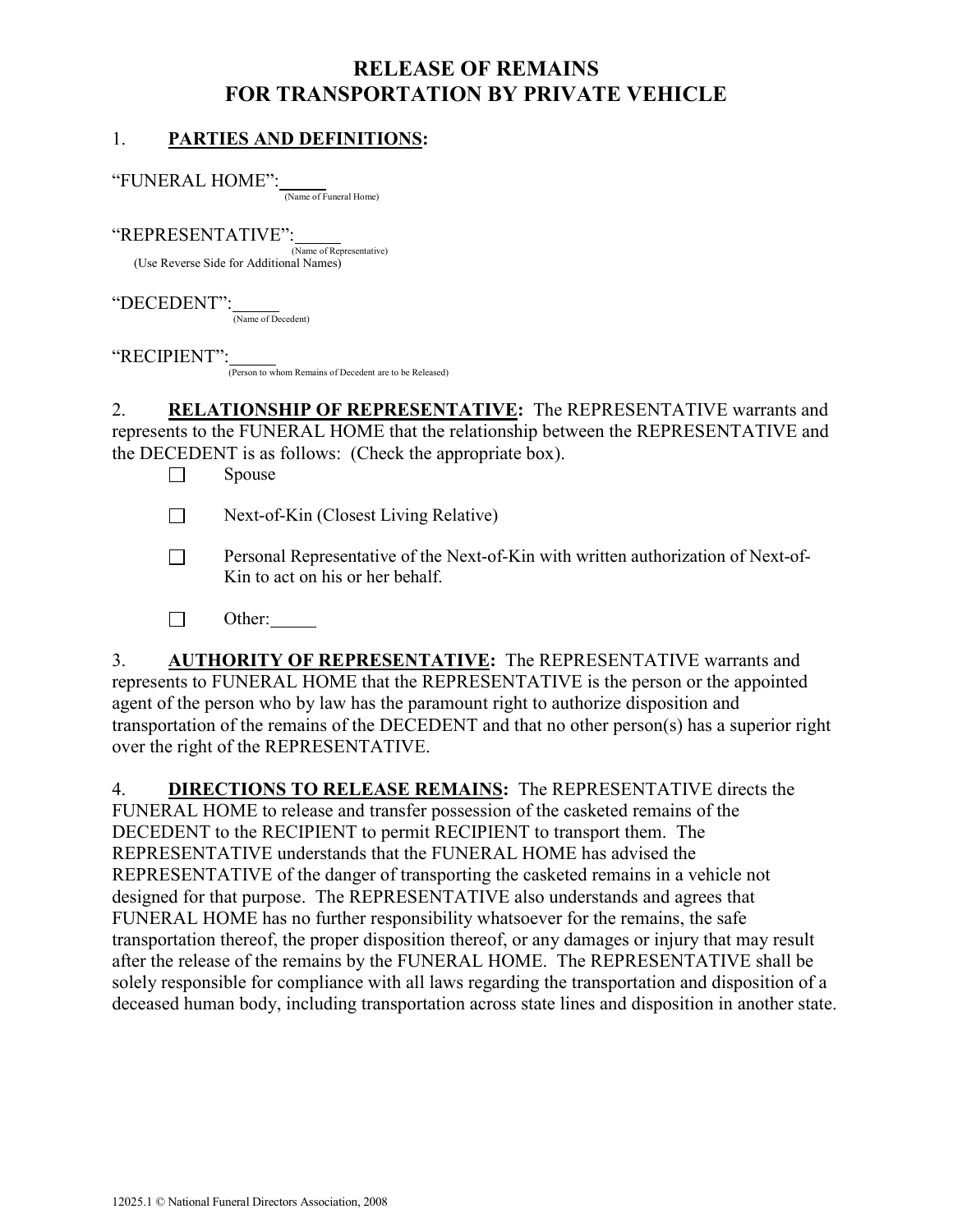# RELEASE OF REMAINS
# FOR TRANSPORTATION BY PRIVATE VEHICLE

1. **PARTIES AND DEFINITIONS:**

"FUNERAL HOME": _____
(Name of Funeral Home)

"REPRESENTATIVE": _____
(Name of Representative)
(Use Reverse Side for Additional Names)

"DECEDENT": _____
(Name of Decedent)

"RECIPIENT": _____
(Person to whom Remains of Decedent are to be Released)

2. **RELATIONSHIP OF REPRESENTATIVE:** The REPRESENTATIVE warrants and represents to the FUNERAL HOME that the relationship between the REPRESENTATIVE and the DECEDENT is as follows: (Check the appropriate box).

- ☐ Spouse
- ☐ Next-of-Kin (Closest Living Relative)
- ☐ Personal Representative of the Next-of-Kin with written authorization of Next-of-Kin to act on his or her behalf.
- ☐ Other: _____

3. **AUTHORITY OF REPRESENTATIVE:** The REPRESENTATIVE warrants and represents to FUNERAL HOME that the REPRESENTATIVE is the person or the appointed agent of the person who by law has the paramount right to authorize disposition and transportation of the remains of the DECEDENT and that no other person(s) has a superior right over the right of the REPRESENTATIVE.

4. **DIRECTIONS TO RELEASE REMAINS:** The REPRESENTATIVE directs the FUNERAL HOME to release and transfer possession of the casketed remains of the DECEDENT to the RECIPIENT to permit RECIPIENT to transport them. The REPRESENTATIVE understands that the FUNERAL HOME has advised the REPRESENTATIVE of the danger of transporting the casketed remains in a vehicle not designed for that purpose. The REPRESENTATIVE also understands and agrees that FUNERAL HOME has no further responsibility whatsoever for the remains, the safe transportation thereof, the proper disposition thereof, or any damages or injury that may result after the release of the remains by the FUNERAL HOME. The REPRESENTATIVE shall be solely responsible for compliance with all laws regarding the transportation and disposition of a deceased human body, including transportation across state lines and disposition in another state.

12025.1 © National Funeral Directors Association, 2008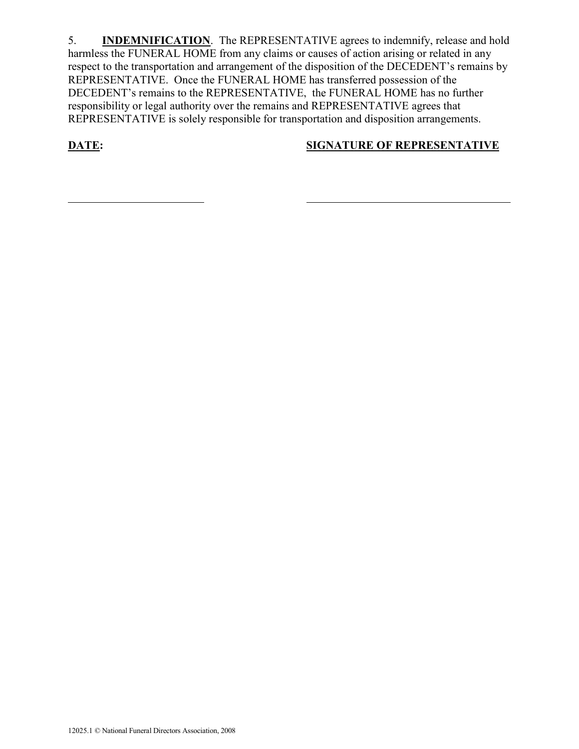5. **INDEMNIFICATION**. The REPRESENTATIVE agrees to indemnify, release and hold harmless the FUNERAL HOME from any claims or causes of action arising or related in any respect to the transportation and arrangement of the disposition of the DECEDENT's remains by REPRESENTATIVE. Once the FUNERAL HOME has transferred possession of the DECEDENT's remains to the REPRESENTATIVE, the FUNERAL HOME has no further responsibility or legal authority over the remains and REPRESENTATIVE agrees that REPRESENTATIVE is solely responsible for transportation and disposition arrangements.

**DATE:** **SIGNATURE OF REPRESENTATIVE**

_________________________ _____________________________________

12025.1 © National Funeral Directors Association, 2008